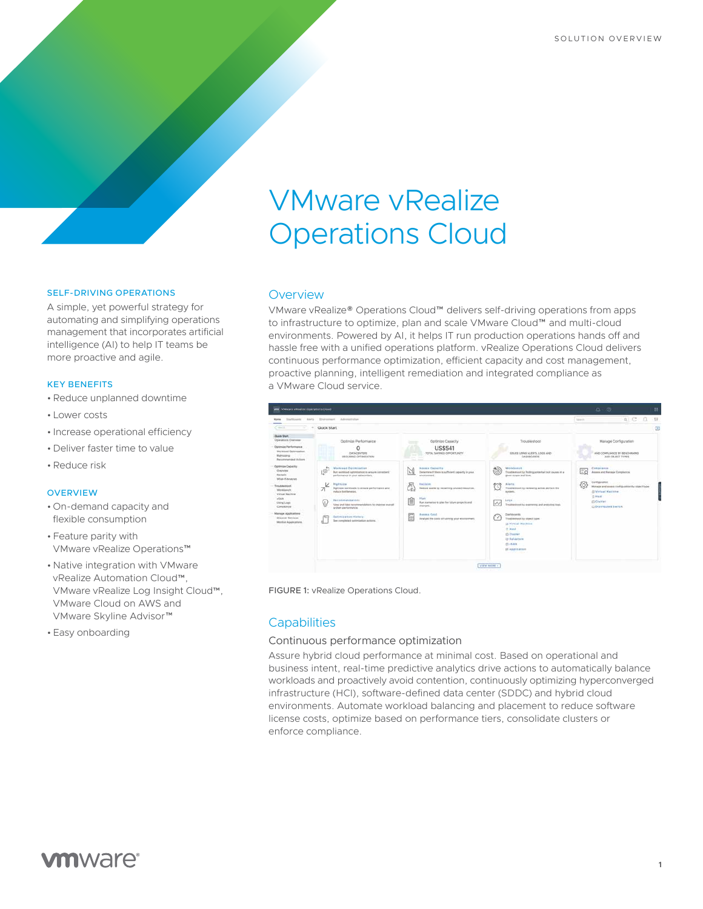SOLUTION OVERVIEW

# VMware vRealize Operations Cloud

### SELF-DRIVING OPERATIONS

A simple, yet powerful strategy for automating and simplifying operations management that incorporates artificial intelligence (AI) to help IT teams be more proactive and agile.

### KEY BENEFITS

- Reduce unplanned downtime
- Lower costs
- Increase operational efficiency
- Deliver faster time to value
- Reduce risk

### OVERVIEW

- On-demand capacity and flexible consumption
- Feature parity with VMware vRealize Operations™
- Native integration with VMware vRealize Automation Cloud™, VMware vRealize Log Insight Cloud™, VMware Cloud on AWS and VMware Skyline Advisor™
- Easy onboarding

## Overview

VMware vRealize® Operations Cloud™ delivers self-driving operations from apps to infrastructure to optimize, plan and scale VMware Cloud™ and multi-cloud environments. Powered by AI, it helps IT run production operations hands off and hassle free with a unified operations platform. vRealize Operations Cloud delivers continuous performance optimization, efficient capacity and cost management, proactive planning, intelligent remediation and integrated compliance as a VMware Cloud service.

FIGURE 1: vRealize Operations Cloud.

## Capabilities

### Continuous performance optimization

Assure hybrid cloud performance at minimal cost. Based on operational and business intent, real-time predictive analytics drive actions to automatically balance workloads and proactively avoid contention, continuously optimizing hyperconverged infrastructure (HCI), software-defined data center (SDDC) and hybrid cloud environments. Automate workload balancing and placement to reduce software license costs, optimize based on performance tiers, consolidate clusters or enforce compliance.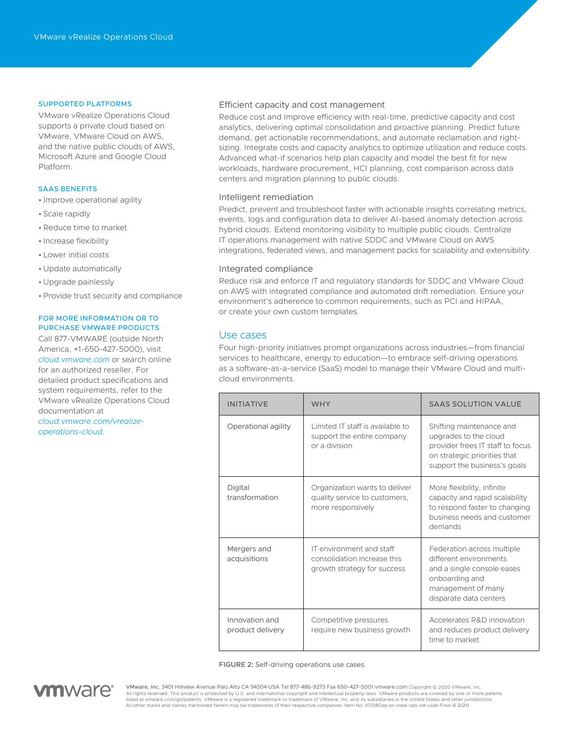#### SUPPORTED PLATFORMS

VMware vRealize Operations Cloud supports a private cloud based on VMware, VMware Cloud on AWS, and the native public clouds of AWS, Microsoft Azure and Google Cloud Platform.

#### SAAS BENEFITS

- Improve operational agility
- Scale rapidly
- Reduce time to market
- Increase flexibility
- Lower initial costs
- Update automatically
- Upgrade painlessly
- Provide trust security and compliance

#### FOR MORE INFORMATION OR TO PURCHASE VMWARE PRODUCTS

Call 877-VMWARE (outside North America, +1-650-427-5000), visit *cloud.vmware.com* or search online for an authorized reseller. For detailed product specifications and system requirements, refer to the VMware vRealize Operations Cloud documentation at *cloud.vmware.com/vrealize-operations-cloud*.

### Efficient capacity and cost management

Reduce cost and improve efficiency with real-time, predictive capacity and cost analytics, delivering optimal consolidation and proactive planning. Predict future demand, get actionable recommendations, and automate reclamation and right-sizing. Integrate costs and capacity analytics to optimize utilization and reduce costs. Advanced what-if scenarios help plan capacity and model the best fit for new workloads, hardware procurement, HCI planning, cost comparison across data centers and migration planning to public clouds.

### Intelligent remediation

Predict, prevent and troubleshoot faster with actionable insights correlating metrics, events, logs and configuration data to deliver AI-based anomaly detection across hybrid clouds. Extend monitoring visibility to multiple public clouds. Centralize IT operations management with native SDDC and VMware Cloud on AWS integrations, federated views, and management packs for scalability and extensibility.

### Integrated compliance

Reduce risk and enforce IT and regulatory standards for SDDC and VMware Cloud on AWS with integrated compliance and automated drift remediation. Ensure your environment's adherence to common requirements, such as PCI and HIPAA, or create your own custom templates.

## Use cases

Four high-priority initiatives prompt organizations across industries—from financial services to healthcare, energy to education—to embrace self-driving operations as a software-as-a-service (SaaS) model to manage their VMware Cloud and multi-cloud environments.

| INITIATIVE | WHY | SAAS SOLUTION VALUE |
|---|---|---|
| Operational agility | Limited IT staff is available to support the entire company or a division | Shifting maintenance and upgrades to the cloud provider frees IT staff to focus on strategic priorities that support the business's goals |
| Digital transformation | Organization wants to deliver quality service to customers, more responsively | More flexibility, infinite capacity and rapid scalability to respond faster to changing business needs and customer demands |
| Mergers and acquisitions | IT environment and staff consolidation increase this growth strategy for success | Federation across multiple different environments and a single console eases onboarding and management of many disparate data centers |
| Innovation and product delivery | Competitive pressures require new business growth | Accelerates R&D innovation and reduces product delivery time to market |

FIGURE 2: Self-driving operations use cases.

**VMware, Inc.** 3401 Hillview Avenue Palo Alto CA 94304 USA Tel 877-486-9273 Fax 650-427-5001 vmware.com Copyright © 2020 VMware, Inc. All rights reserved. This product is protected by U.S. and international copyright and intellectual property laws. VMware products are covered by one or more patents listed at vmware.com/go/patents. VMware is a registered trademark or trademark of VMware, Inc. and its subsidiaries in the United States and other jurisdictions. All other marks and names mentioned herein may be trademarks of their respective companies. Item No: 473380aq-so-vreal-ops-cld-uslet-Final-B 3/20